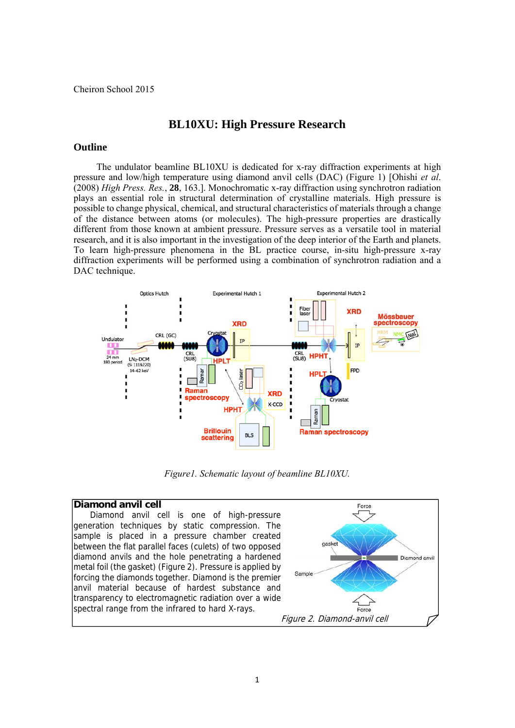Cheiron School 2015

# BL10XU: High Pressure Research

## Outline

The undulator beamline BL10XU is dedicated for x-ray diffraction experiments at high pressure and low/high temperature using diamond anvil cells (DAC) (Figure 1) [Ohishi *et al.* (2008) *High Press. Res.*, **28**, 163.]. Monochromatic x-ray diffraction using synchrotron radiation plays an essential role in structural determination of crystalline materials. High pressure is possible to change physical, chemical, and structural characteristics of materials through a change of the distance between atoms (or molecules). The high-pressure properties are drastically different from those known at ambient pressure. Pressure serves as a versatile tool in material research, and it is also important in the investigation of the deep interior of the Earth and planets. To learn high-pressure phenomena in the BL practice course, in-situ high-pressure x-ray diffraction experiments will be performed using a combination of synchrotron radiation and a DAC technique.

*Figure1. Schematic layout of beamline BL10XU.*

### Diamond anvil cell

Diamond anvil cell is one of high-pressure generation techniques by static compression. The sample is placed in a pressure chamber created between the flat parallel faces (culets) of two opposed diamond anvils and the hole penetrating a hardened metal foil (the gasket) (Figure 2). Pressure is applied by forcing the diamonds together. Diamond is the premier anvil material because of hardest substance and transparency to electromagnetic radiation over a wide spectral range from the infrared to hard X-rays.

*Figure 2. Diamond-anvil cell*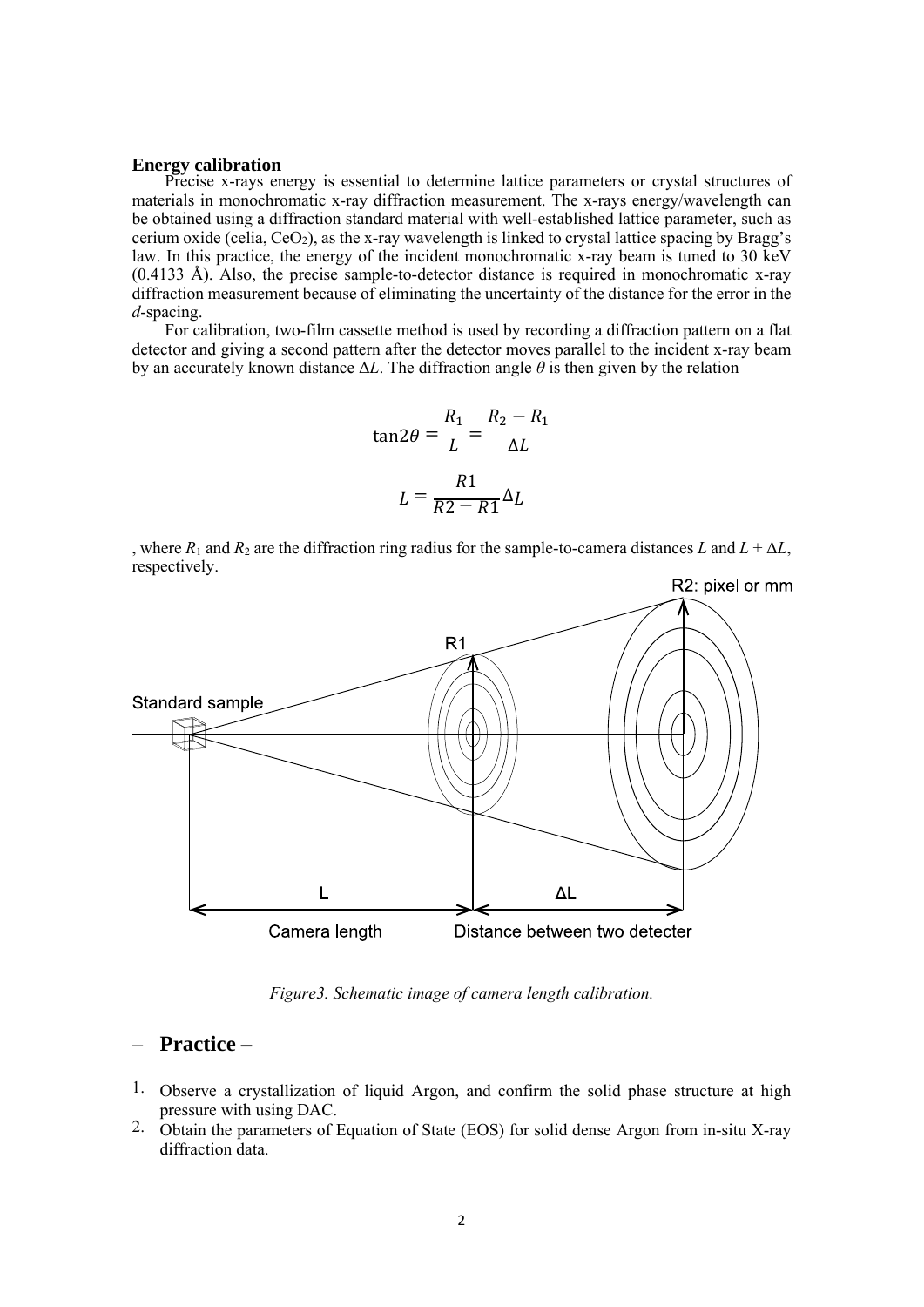**Energy calibration**

Precise x-rays energy is essential to determine lattice parameters or crystal structures of materials in monochromatic x-ray diffraction measurement. The x-rays energy/wavelength can be obtained using a diffraction standard material with well-established lattice parameter, such as cerium oxide (celia, $CeO_2$), as the x-ray wavelength is linked to crystal lattice spacing by Bragg's law. In this practice, the energy of the incident monochromatic x-ray beam is tuned to 30 keV (0.4133 Å). Also, the precise sample-to-detector distance is required in monochromatic x-ray diffraction measurement because of eliminating the uncertainty of the distance for the error in the *d*-spacing.

For calibration, two-film cassette method is used by recording a diffraction pattern on a flat detector and giving a second pattern after the detector moves parallel to the incident x-ray beam by an accurately known distance $\Delta L$. The diffraction angle $\theta$ is then given by the relation

$$\tan 2\theta = \frac{R_1}{L} = \frac{R_2 - R_1}{\Delta L}$$

$$L = \frac{R1}{R2 - R1}\Delta L$$

, where $R_1$ and $R_2$ are the diffraction ring radius for the sample-to-camera distances $L$ and $L + \Delta L$, respectively.

*Figure3. Schematic image of camera length calibration.*

## – Practice –

1. Observe a crystallization of liquid Argon, and confirm the solid phase structure at high pressure with using DAC.
2. Obtain the parameters of Equation of State (EOS) for solid dense Argon from in-situ X-ray diffraction data.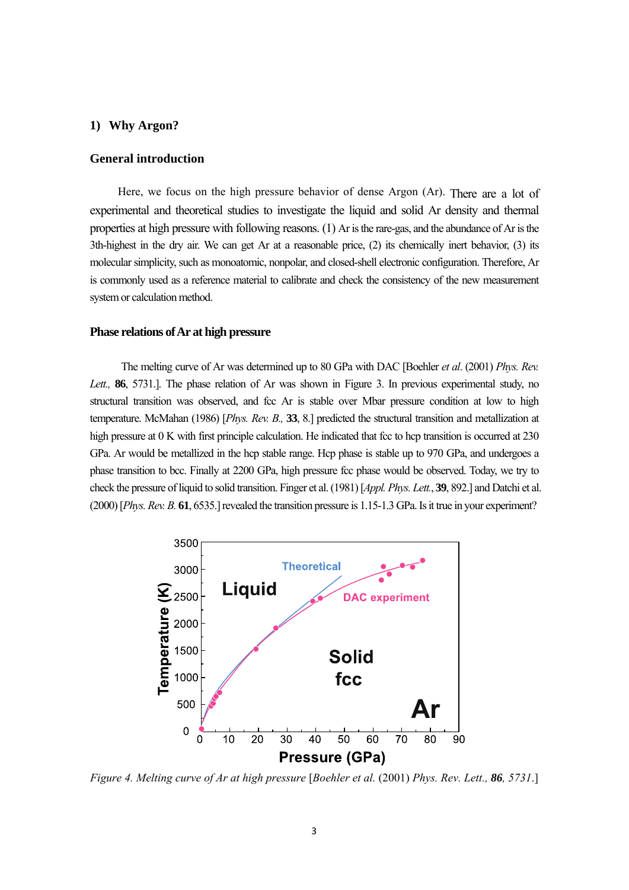## 1) Why Argon?

### General introduction

Here, we focus on the high pressure behavior of dense Argon (Ar). There are a lot of experimental and theoretical studies to investigate the liquid and solid Ar density and thermal properties at high pressure with following reasons. (1) Ar is the rare-gas, and the abundance of Ar is the 3th-highest in the dry air. We can get Ar at a reasonable price, (2) its chemically inert behavior, (3) its molecular simplicity, such as monoatomic, nonpolar, and closed-shell electronic configuration. Therefore, Ar is commonly used as a reference material to calibrate and check the consistency of the new measurement system or calculation method.

### Phase relations of Ar at high pressure

The melting curve of Ar was determined up to 80 GPa with DAC [Boehler *et al*. (2001) *Phys. Rev. Lett.,* **86**, 5731.]. The phase relation of Ar was shown in Figure 3. In previous experimental study, no structural transition was observed, and fcc Ar is stable over Mbar pressure condition at low to high temperature. McMahan (1986) [*Phys. Rev. B.,* **33**, 8.] predicted the structural transition and metallization at high pressure at 0 K with first principle calculation. He indicated that fcc to hcp transition is occurred at 230 GPa. Ar would be metallized in the hcp stable range. Hcp phase is stable up to 970 GPa, and undergoes a phase transition to bcc. Finally at 2200 GPa, high pressure fcc phase would be observed. Today, we try to check the pressure of liquid to solid transition. Finger et al. (1981) [*Appl. Phys. Lett.*, **39**, 892.] and Datchi et al. (2000) [*Phys. Rev. B.* **61**, 6535.] revealed the transition pressure is 1.15-1.3 GPa. Is it true in your experiment?

*Figure 4. Melting curve of Ar at high pressure* [*Boehler et al.* (2001) *Phys. Rev. Lett., **86**, 5731.*]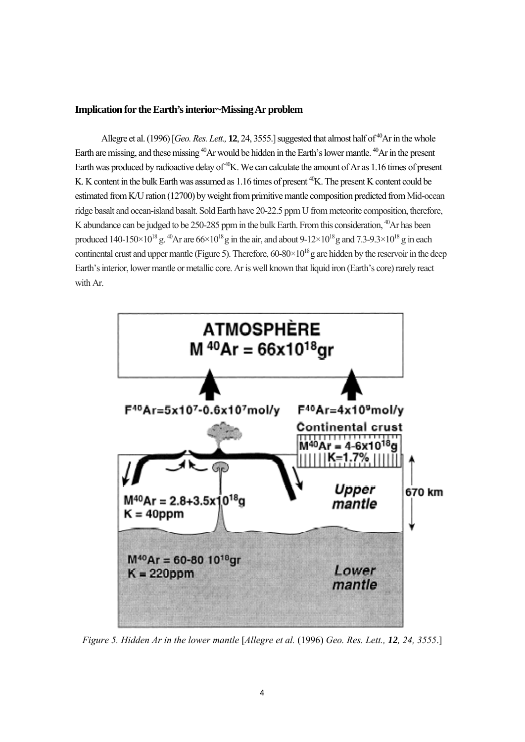**Implication for the Earth's interior~Missing Ar problem**

Allegre et al. (1996) [*Geo. Res. Lett.,* **12**, 24, 3555.] suggested that almost half of $^{40}Ar$ in the whole Earth are missing, and these missing $^{40}Ar$ would be hidden in the Earth's lower mantle. $^{40}Ar$ in the present Earth was produced by radioactive delay of $^{40}K$. We can calculate the amount of Ar as 1.16 times of present K. K content in the bulk Earth was assumed as 1.16 times of present $^{40}K$. The present K content could be estimated from K/U ration (12700) by weight from primitive mantle composition predicted from Mid-ocean ridge basalt and ocean-island basalt. Sold Earth have 20-22.5 ppm U from meteorite composition, therefore, K abundance can be judged to be 250-285 ppm in the bulk Earth. From this consideration, $^{40}Ar$ has been produced $140\text{-}150\times10^{18}$ g. $^{40}Ar$ are $66\times10^{18}$ g in the air, and about $9\text{-}12\times10^{18}$ g and $7.3\text{-}9.3\times10^{18}$ g in each continental crust and upper mantle (Figure 5). Therefore, $60\text{-}80\times10^{18}$ g are hidden by the reservoir in the deep Earth's interior, lower mantle or metallic core. Ar is well known that liquid iron (Earth's core) rarely react with Ar.

*Figure 5. Hidden Ar in the lower mantle* [*Allegre et al.* (1996) *Geo. Res. Lett.,* ***12****, 24, 3555*.]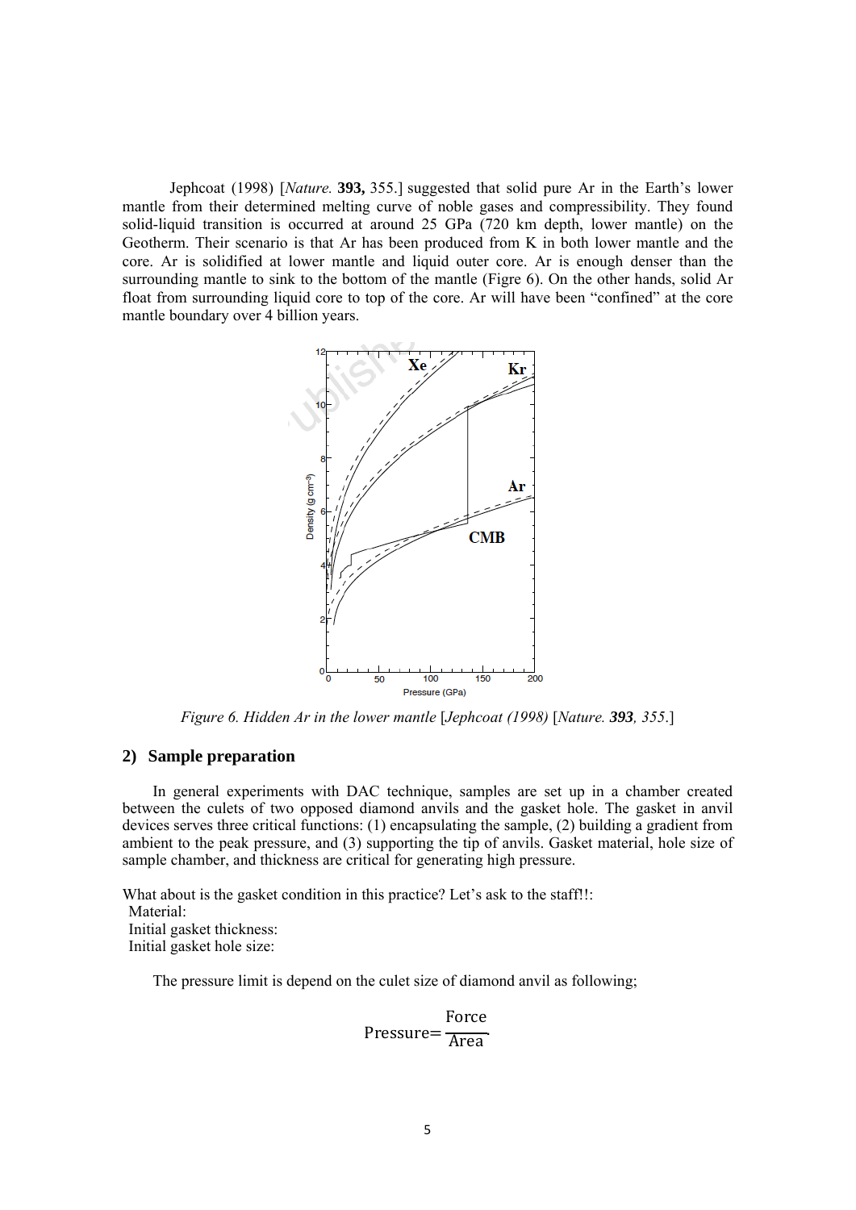Jephcoat (1998) [*Nature.* **393,** 355.] suggested that solid pure Ar in the Earth's lower mantle from their determined melting curve of noble gases and compressibility. They found solid-liquid transition is occurred at around 25 GPa (720 km depth, lower mantle) on the Geotherm. Their scenario is that Ar has been produced from K in both lower mantle and the core. Ar is solidified at lower mantle and liquid outer core. Ar is enough denser than the surrounding mantle to sink to the bottom of the mantle (Figre 6). On the other hands, solid Ar float from surrounding liquid core to top of the core. Ar will have been "confined" at the core mantle boundary over 4 billion years.

*Figure 6. Hidden Ar in the lower mantle* [*Jephcoat (1998)*] [*Nature.* ***393****, 355.*]

## 2) Sample preparation

In general experiments with DAC technique, samples are set up in a chamber created between the culets of two opposed diamond anvils and the gasket hole. The gasket in anvil devices serves three critical functions: (1) encapsulating the sample, (2) building a gradient from ambient to the peak pressure, and (3) supporting the tip of anvils. Gasket material, hole size of sample chamber, and thickness are critical for generating high pressure.

What about is the gasket condition in this practice? Let's ask to the staff!!:
Material:
Initial gasket thickness:
Initial gasket hole size:

The pressure limit is depend on the culet size of diamond anvil as following;

$$\text{Pressure} = \frac{\text{Force}}{\text{Area}}$$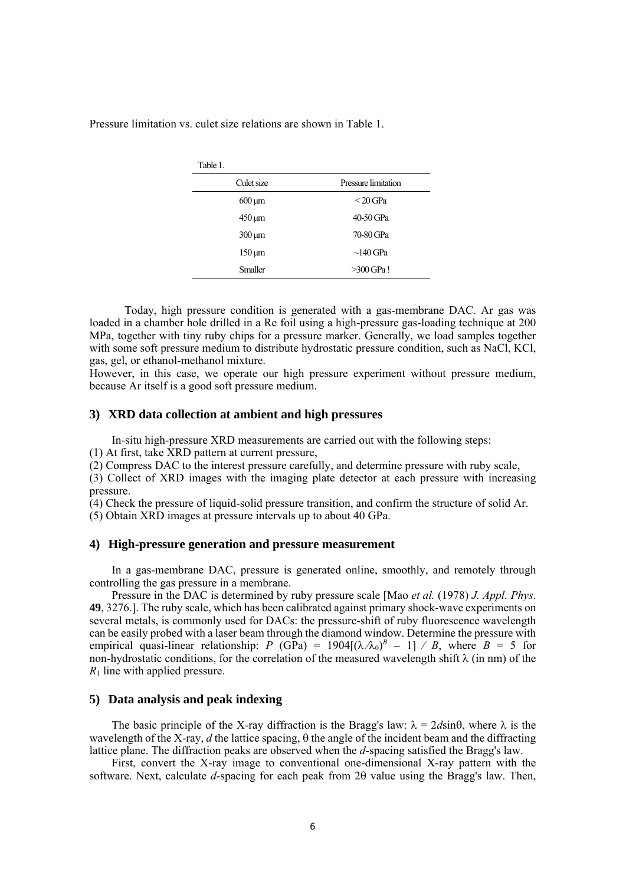Pressure limitation vs. culet size relations are shown in Table 1.

Table 1.

| Culet size | Pressure limitation |
| --- | --- |
| 600 μm | < 20 GPa |
| 450 μm | 40-50 GPa |
| 300 μm | 70-80 GPa |
| 150 μm | ~140 GPa |
| Smaller | >300 GPa ! |

Today, high pressure condition is generated with a gas-membrane DAC. Ar gas was loaded in a chamber hole drilled in a Re foil using a high-pressure gas-loading technique at 200 MPa, together with tiny ruby chips for a pressure marker. Generally, we load samples together with some soft pressure medium to distribute hydrostatic pressure condition, such as NaCl, KCl, gas, gel, or ethanol-methanol mixture.
However, in this case, we operate our high pressure experiment without pressure medium, because Ar itself is a good soft pressure medium.

### 3) XRD data collection at ambient and high pressures

In-situ high-pressure XRD measurements are carried out with the following steps:
(1) At first, take XRD pattern at current pressure,
(2) Compress DAC to the interest pressure carefully, and determine pressure with ruby scale,
(3) Collect of XRD images with the imaging plate detector at each pressure with increasing pressure.
(4) Check the pressure of liquid-solid pressure transition, and confirm the structure of solid Ar.
(5) Obtain XRD images at pressure intervals up to about 40 GPa.

### 4) High-pressure generation and pressure measurement

In a gas-membrane DAC, pressure is generated online, smoothly, and remotely through controlling the gas pressure in a membrane.

Pressure in the DAC is determined by ruby pressure scale [Mao *et al.* (1978) *J. Appl. Phys*. **49**, 3276.]. The ruby scale, which has been calibrated against primary shock-wave experiments on several metals, is commonly used for DACs: the pressure-shift of ruby fluorescence wavelength can be easily probed with a laser beam through the diamond window. Determine the pressure with empirical quasi-linear relationship: $P$ (GPa) = $1904[(\lambda/\lambda_0)^B - 1] / B$, where $B$ = 5 for non-hydrostatic conditions, for the correlation of the measured wavelength shift $\lambda$ (in nm) of the $R_1$ line with applied pressure.

### 5) Data analysis and peak indexing

The basic principle of the X-ray diffraction is the Bragg's law: $\lambda = 2d\sin\theta$, where $\lambda$ is the wavelength of the X-ray, $d$ the lattice spacing, $\theta$ the angle of the incident beam and the diffracting lattice plane. The diffraction peaks are observed when the $d$-spacing satisfied the Bragg's law.

First, convert the X-ray image to conventional one-dimensional X-ray pattern with the software. Next, calculate $d$-spacing for each peak from $2\theta$ value using the Bragg's law. Then,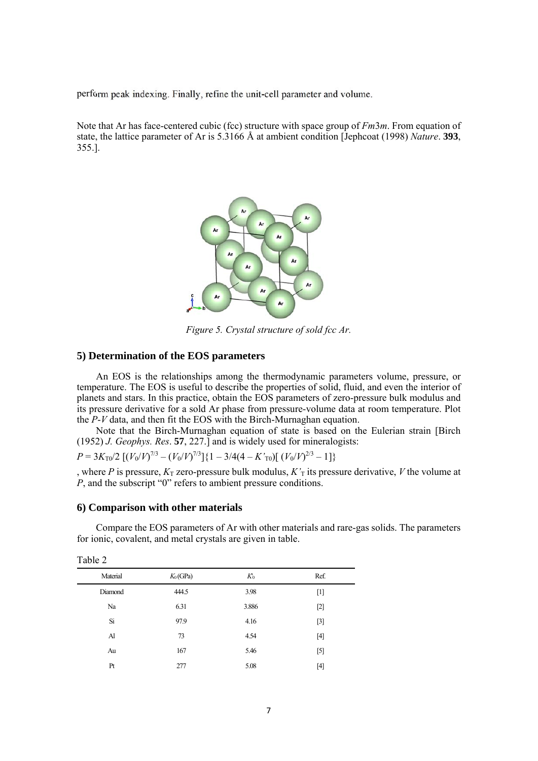perform peak indexing. Finally, refine the unit-cell parameter and volume.

Note that Ar has face-centered cubic (fcc) structure with space group of *Fm*3*m*. From equation of state, the lattice parameter of Ar is 5.3166 Å at ambient condition [Jephcoat (1998) *Nature*. **393**, 355.].

*Figure 5. Crystal structure of sold fcc Ar.*

## 5) Determination of the EOS parameters

An EOS is the relationships among the thermodynamic parameters volume, pressure, or temperature. The EOS is useful to describe the properties of solid, fluid, and even the interior of planets and stars. In this practice, obtain the EOS parameters of zero-pressure bulk modulus and its pressure derivative for a sold Ar phase from pressure-volume data at room temperature. Plot the *P*-*V* data, and then fit the EOS with the Birch-Murnaghan equation.

Note that the Birch-Murnaghan equation of state is based on the Eulerian strain [Birch (1952) *J. Geophys. Res*. **57**, 227.] and is widely used for mineralogists:

$$P = 3K_{T0}/2\ [(V_0/V)^{7/3} - (V_0/V)^{7/3}]\{1 - 3/4(4 - K'_{T0})[\ (V_0/V)^{2/3} - 1]\}$$

, where $P$ is pressure, $K_T$ zero-pressure bulk modulus, $K'_T$ its pressure derivative, $V$ the volume at $P$, and the subscript “0” refers to ambient pressure conditions.

## 6) Comparison with other materials

Compare the EOS parameters of Ar with other materials and rare-gas solids. The parameters for ionic, covalent, and metal crystals are given in table.

Table 2

| Material | $K_0$ (GPa) | $K'_0$ | Ref. |
|---|---|---|---|
| Diamond | 444.5 | 3.98 | [1] |
| Na | 6.31 | 3.886 | [2] |
| Si | 97.9 | 4.16 | [3] |
| Al | 73 | 4.54 | [4] |
| Au | 167 | 5.46 | [5] |
| Pt | 277 | 5.08 | [4] |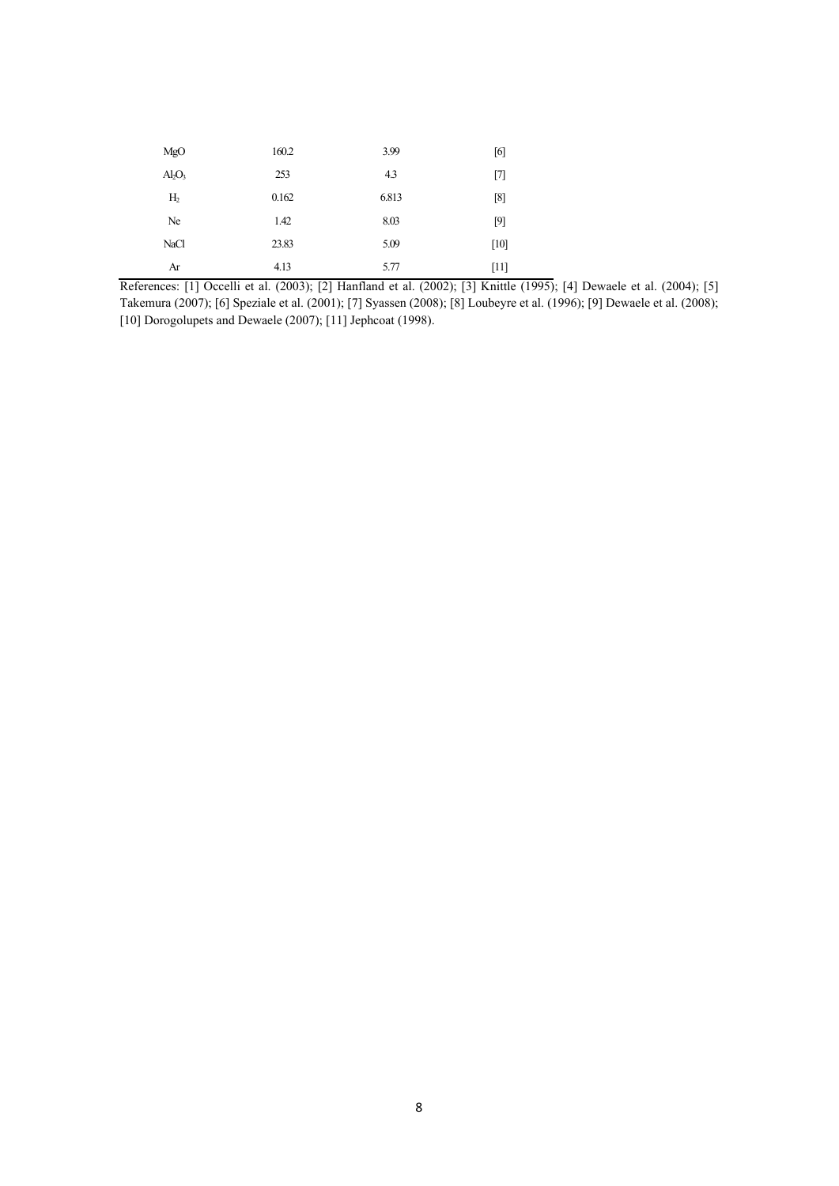| | | | |
|---|---|---|---|
| MgO | 160.2 | 3.99 | [6] |
| $Al_2O_3$ | 253 | 4.3 | [7] |
| $H_2$ | 0.162 | 6.813 | [8] |
| Ne | 1.42 | 8.03 | [9] |
| NaCl | 23.83 | 5.09 | [10] |
| Ar | 4.13 | 5.77 | [11] |

References: [1] Occelli et al. (2003); [2] Hanfland et al. (2002); [3] Knittle (1995); [4] Dewaele et al. (2004); [5] Takemura (2007); [6] Speziale et al. (2001); [7] Syassen (2008); [8] Loubeyre et al. (1996); [9] Dewaele et al. (2008); [10] Dorogolupets and Dewaele (2007); [11] Jephcoat (1998).